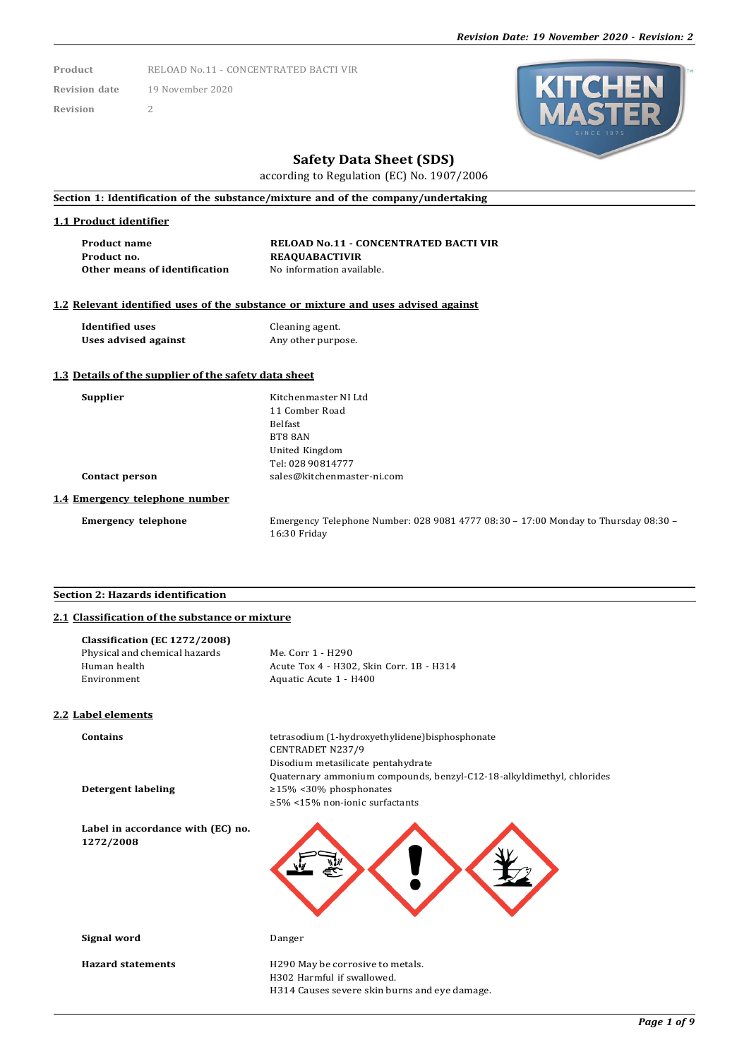| | |
|---|---|
| **Product** | RELOAD No.11 - CONCENTRATED BACTI VIR |
| **Revision date** | 19 November 2020 |
| **Revision** | 2 |

# Safety Data Sheet (SDS)

according to Regulation (EC) No. 1907/2006

## Section 1: Identification of the substance/mixture and of the company/undertaking

### 1.1 Product identifier

| | |
|---|---|
| **Product name** | **RELOAD No.11 - CONCENTRATED BACTI VIR** |
| **Product no.** | **REAQUABACTIVIR** |
| **Other means of identification** | No information available. |

### 1.2 Relevant identified uses of the substance or mixture and uses advised against

| | |
|---|---|
| **Identified uses** | Cleaning agent. |
| **Uses advised against** | Any other purpose. |

### 1.3 Details of the supplier of the safety data sheet

| | |
|---|---|
| **Supplier** | Kitchenmaster NI Ltd<br>11 Comber Road<br>Belfast<br>BT8 8AN<br>United Kingdom<br>Tel: 028 90814777 |
| **Contact person** | sales@kitchenmaster-ni.com |

### 1.4 Emergency telephone number

| | |
|---|---|
| **Emergency telephone** | Emergency Telephone Number: 028 9081 4777 08:30 – 17:00 Monday to Thursday 08:30 – 16:30 Friday |

## Section 2: Hazards identification

### 2.1 Classification of the substance or mixture

**Classification (EC 1272/2008)**

| | |
|---|---|
| Physical and chemical hazards | Me. Corr 1 - H290 |
| Human health | Acute Tox 4 - H302, Skin Corr. 1B - H314 |
| Environment | Aquatic Acute 1 - H400 |

### 2.2 Label elements

| | |
|---|---|
| **Contains** | tetrasodium (1-hydroxyethylidene)bisphosphonate<br>CENTRADET N237/9<br>Disodium metasilicate pentahydrate<br>Quaternary ammonium compounds, benzyl-C12-18-alkyldimethyl, chlorides |
| **Detergent labeling** | ≥15% <30% phosphonates<br>≥5% <15% non-ionic surfactants |
| **Label in accordance with (EC) no. 1272/2008** | |
| **Signal word** | Danger |
| **Hazard statements** | H290 May be corrosive to metals.<br>H302 Harmful if swallowed.<br>H314 Causes severe skin burns and eye damage. |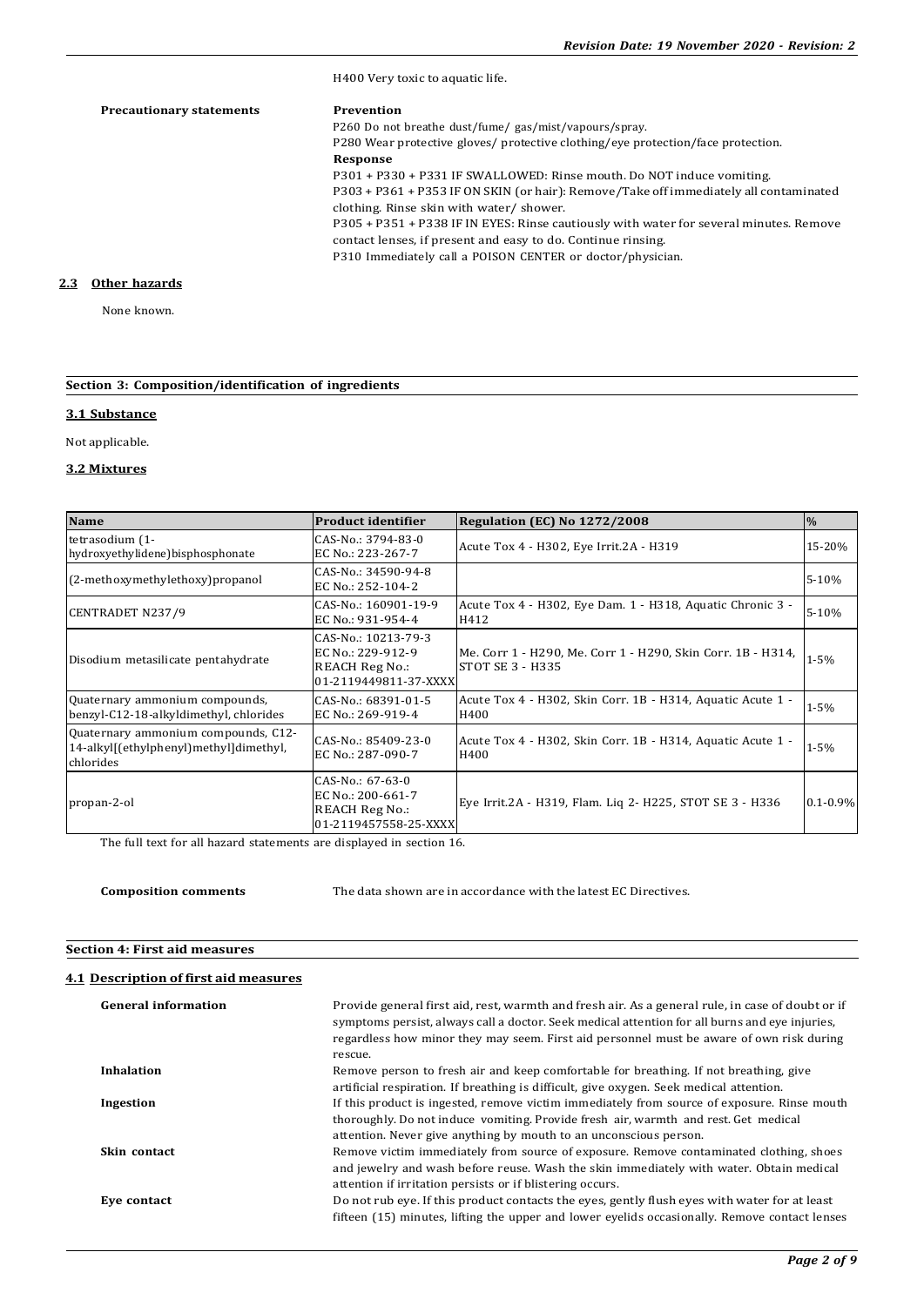H400 Very toxic to aquatic life.

**Precautionary statements**

**Prevention**
P260 Do not breathe dust/fume/ gas/mist/vapours/spray.
P280 Wear protective gloves/ protective clothing/eye protection/face protection.

**Response**
P301 + P330 + P331 IF SWALLOWED: Rinse mouth. Do NOT induce vomiting.
P303 + P361 + P353 IF ON SKIN (or hair): Remove/Take off immediately all contaminated clothing. Rinse skin with water/ shower.
P305 + P351 + P338 IF IN EYES: Rinse cautiously with water for several minutes. Remove contact lenses, if present and easy to do. Continue rinsing.
P310 Immediately call a POISON CENTER or doctor/physician.

### 2.3 Other hazards

None known.

## Section 3: Composition/identification of ingredients

### 3.1 Substance

Not applicable.

### 3.2 Mixtures

| Name | Product identifier | Regulation (EC) No 1272/2008 | % |
|---|---|---|---|
| tetrasodium (1-hydroxyethylidene)bisphosphonate | CAS-No.: 3794-83-0<br>EC No.: 223-267-7 | Acute Tox 4 - H302, Eye Irrit.2A - H319 | 15-20% |
| (2-methoxymethylethoxy)propanol | CAS-No.: 34590-94-8<br>EC No.: 252-104-2 | | 5-10% |
| CENTRADET N237/9 | CAS-No.: 160901-19-9<br>EC No.: 931-954-4 | Acute Tox 4 - H302, Eye Dam. 1 - H318, Aquatic Chronic 3 - H412 | 5-10% |
| Disodium metasilicate pentahydrate | CAS-No.: 10213-79-3<br>EC No.: 229-912-9<br>REACH Reg No.:<br>01-2119449811-37-XXXX | Me. Corr 1 - H290, Me. Corr 1 - H290, Skin Corr. 1B - H314, STOT SE 3 - H335 | 1-5% |
| Quaternary ammonium compounds, benzyl-C12-18-alkyldimethyl, chlorides | CAS-No.: 68391-01-5<br>EC No.: 269-919-4 | Acute Tox 4 - H302, Skin Corr. 1B - H314, Aquatic Acute 1 - H400 | 1-5% |
| Quaternary ammonium compounds, C12-14-alkyl[(ethylphenyl)methyl]dimethyl, chlorides | CAS-No.: 85409-23-0<br>EC No.: 287-090-7 | Acute Tox 4 - H302, Skin Corr. 1B - H314, Aquatic Acute 1 - H400 | 1-5% |
| propan-2-ol | CAS-No.: 67-63-0<br>EC No.: 200-661-7<br>REACH Reg No.:<br>01-2119457558-25-XXXX | Eye Irrit.2A - H319, Flam. Liq 2- H225, STOT SE 3 - H336 | 0.1-0.9% |

The full text for all hazard statements are displayed in section 16.

**Composition comments** The data shown are in accordance with the latest EC Directives.

## Section 4: First aid measures

### 4.1 Description of first aid measures

**General information**
Provide general first aid, rest, warmth and fresh air. As a general rule, in case of doubt or if symptoms persist, always call a doctor. Seek medical attention for all burns and eye injuries, regardless how minor they may seem. First aid personnel must be aware of own risk during rescue.

**Inhalation**
Remove person to fresh air and keep comfortable for breathing. If not breathing, give artificial respiration. If breathing is difficult, give oxygen. Seek medical attention.

**Ingestion**
If this product is ingested, remove victim immediately from source of exposure. Rinse mouth thoroughly. Do not induce vomiting. Provide fresh air, warmth and rest. Get medical attention. Never give anything by mouth to an unconscious person.

**Skin contact**
Remove victim immediately from source of exposure. Remove contaminated clothing, shoes and jewelry and wash before reuse. Wash the skin immediately with water. Obtain medical attention if irritation persists or if blistering occurs.

**Eye contact**
Do not rub eye. If this product contacts the eyes, gently flush eyes with water for at least fifteen (15) minutes, lifting the upper and lower eyelids occasionally. Remove contact lenses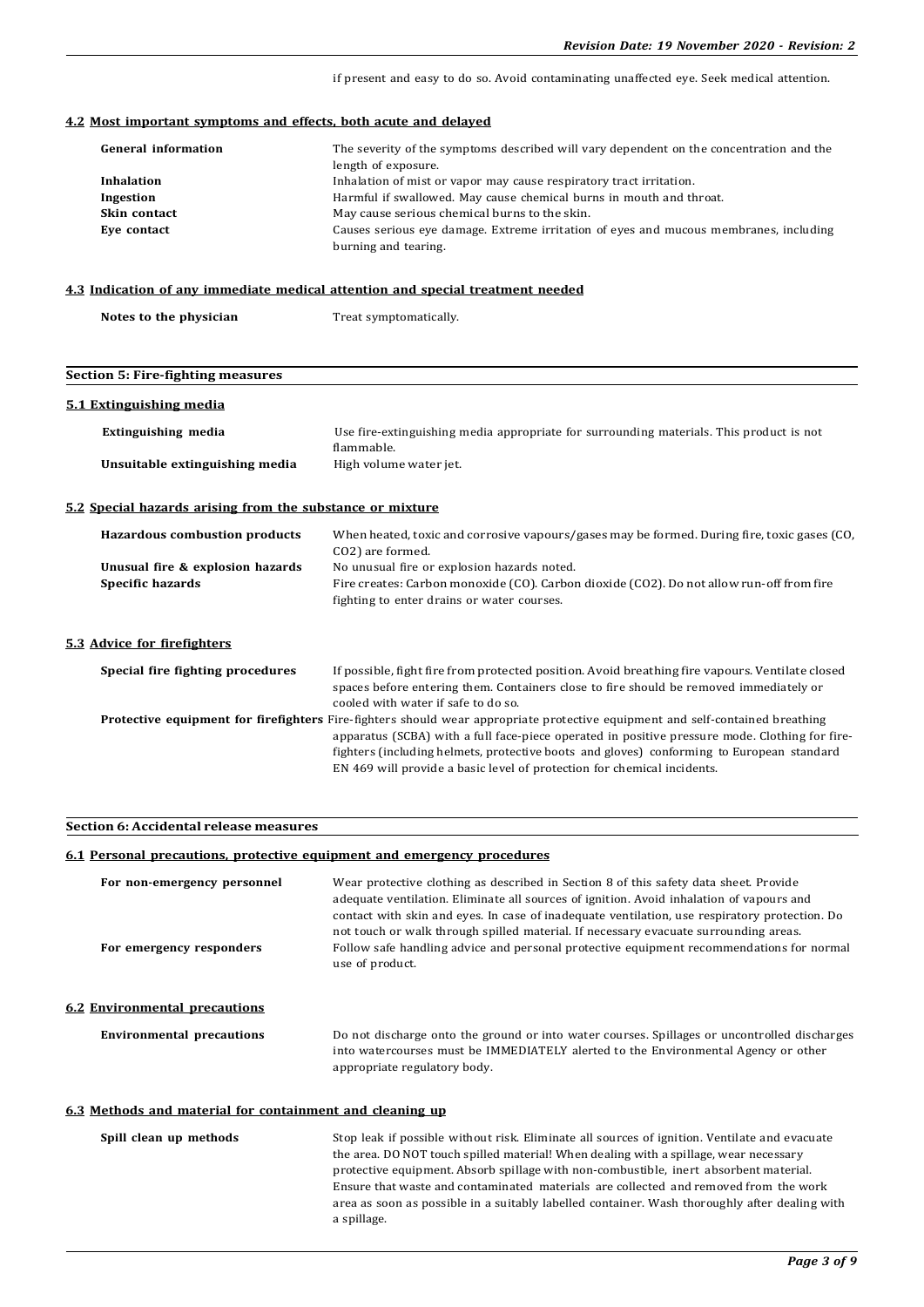if present and easy to do so. Avoid contaminating unaffected eye. Seek medical attention.

### 4.2 Most important symptoms and effects, both acute and delayed

| | |
|---|---|
| **General information** | The severity of the symptoms described will vary dependent on the concentration and the length of exposure. |
| **Inhalation** | Inhalation of mist or vapor may cause respiratory tract irritation. |
| **Ingestion** | Harmful if swallowed. May cause chemical burns in mouth and throat. |
| **Skin contact** | May cause serious chemical burns to the skin. |
| **Eye contact** | Causes serious eye damage. Extreme irritation of eyes and mucous membranes, including burning and tearing. |

### 4.3 Indication of any immediate medical attention and special treatment needed

| | |
|---|---|
| **Notes to the physician** | Treat symptomatically. |

## Section 5: Fire-fighting measures

### 5.1 Extinguishing media

| | |
|---|---|
| **Extinguishing media** | Use fire-extinguishing media appropriate for surrounding materials. This product is not flammable. |
| **Unsuitable extinguishing media** | High volume water jet. |

### 5.2 Special hazards arising from the substance or mixture

| | |
|---|---|
| **Hazardous combustion products** | When heated, toxic and corrosive vapours/gases may be formed. During fire, toxic gases (CO, $CO_2$) are formed. |
| **Unusual fire & explosion hazards** | No unusual fire or explosion hazards noted. |
| **Specific hazards** | Fire creates: Carbon monoxide (CO). Carbon dioxide ($CO_2$). Do not allow run-off from fire fighting to enter drains or water courses. |

### 5.3 Advice for firefighters

| | |
|---|---|
| **Special fire fighting procedures** | If possible, fight fire from protected position. Avoid breathing fire vapours. Ventilate closed spaces before entering them. Containers close to fire should be removed immediately or cooled with water if safe to do so. |
| **Protective equipment for firefighters** | Fire-fighters should wear appropriate protective equipment and self-contained breathing apparatus (SCBA) with a full face-piece operated in positive pressure mode. Clothing for fire-fighters (including helmets, protective boots and gloves) conforming to European standard EN 469 will provide a basic level of protection for chemical incidents. |

## Section 6: Accidental release measures

### 6.1 Personal precautions, protective equipment and emergency procedures

| | |
|---|---|
| **For non-emergency personnel** | Wear protective clothing as described in Section 8 of this safety data sheet. Provide adequate ventilation. Eliminate all sources of ignition. Avoid inhalation of vapours and contact with skin and eyes. In case of inadequate ventilation, use respiratory protection. Do not touch or walk through spilled material. If necessary evacuate surrounding areas. |
| **For emergency responders** | Follow safe handling advice and personal protective equipment recommendations for normal use of product. |

### 6.2 Environmental precautions

| | |
|---|---|
| **Environmental precautions** | Do not discharge onto the ground or into water courses. Spillages or uncontrolled discharges into watercourses must be IMMEDIATELY alerted to the Environmental Agency or other appropriate regulatory body. |

### 6.3 Methods and material for containment and cleaning up

| | |
|---|---|
| **Spill clean up methods** | Stop leak if possible without risk. Eliminate all sources of ignition. Ventilate and evacuate the area. DO NOT touch spilled material! When dealing with a spillage, wear necessary protective equipment. Absorb spillage with non-combustible, inert absorbent material. Ensure that waste and contaminated materials are collected and removed from the work area as soon as possible in a suitably labelled container. Wash thoroughly after dealing with a spillage. |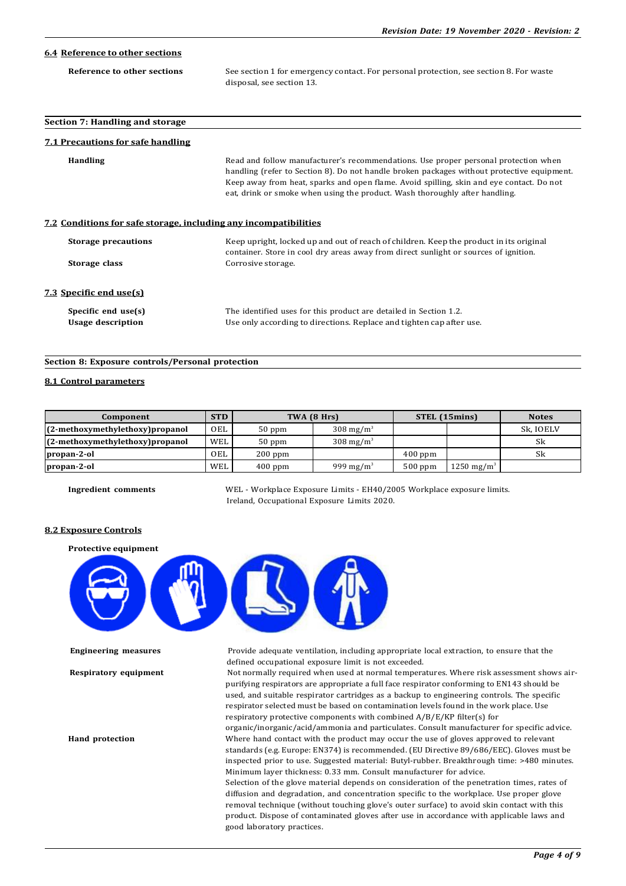### 6.4 Reference to other sections

**Reference to other sections** See section 1 for emergency contact. For personal protection, see section 8. For waste disposal, see section 13.

## Section 7: Handling and storage

### 7.1 Precautions for safe handling

**Handling** Read and follow manufacturer's recommendations. Use proper personal protection when handling (refer to Section 8). Do not handle broken packages without protective equipment. Keep away from heat, sparks and open flame. Avoid spilling, skin and eye contact. Do not eat, drink or smoke when using the product. Wash thoroughly after handling.

### 7.2 Conditions for safe storage, including any incompatibilities

**Storage precautions** Keep upright, locked up and out of reach of children. Keep the product in its original container. Store in cool dry areas away from direct sunlight or sources of ignition.

**Storage class** Corrosive storage.

### 7.3 Specific end use(s)

**Specific end use(s)** The identified uses for this product are detailed in Section 1.2.

**Usage description** Use only according to directions. Replace and tighten cap after use.

## Section 8: Exposure controls/Personal protection

### 8.1 Control parameters

| Component | STD | TWA (8 Hrs) | | STEL (15mins) | | Notes |
|---|---|---|---|---|---|---|
| (2-methoxymethylethoxy)propanol | OEL | 50 ppm | 308 mg/m³ | | | Sk, IOELV |
| (2-methoxymethylethoxy)propanol | WEL | 50 ppm | 308 mg/m³ | | | Sk |
| propan-2-ol | OEL | 200 ppm | | 400 ppm | | Sk |
| propan-2-ol | WEL | 400 ppm | 999 mg/m³ | 500 ppm | 1250 mg/m³ | |

**Ingredient comments** WEL - Workplace Exposure Limits - EH40/2005 Workplace exposure limits. Ireland, Occupational Exposure Limits 2020.

### 8.2 Exposure Controls

**Protective equipment**

**Engineering measures** Provide adequate ventilation, including appropriate local extraction, to ensure that the defined occupational exposure limit is not exceeded.

**Respiratory equipment** Not normally required when used at normal temperatures. Where risk assessment shows air-purifying respirators are appropriate a full face respirator conforming to EN143 should be used, and suitable respirator cartridges as a backup to engineering controls. The specific respirator selected must be based on contamination levels found in the work place. Use respiratory protective components with combined A/B/E/KP filter(s) for organic/inorganic/acid/ammonia and particulates. Consult manufacturer for specific advice.

**Hand protection** Where hand contact with the product may occur the use of gloves approved to relevant standards (e.g. Europe: EN374) is recommended. (EU Directive 89/686/EEC). Gloves must be inspected prior to use. Suggested material: Butyl-rubber. Breakthrough time: >480 minutes. Minimum layer thickness: 0.33 mm. Consult manufacturer for advice.
Selection of the glove material depends on consideration of the penetration times, rates of diffusion and degradation, and concentration specific to the workplace. Use proper glove removal technique (without touching glove's outer surface) to avoid skin contact with this product. Dispose of contaminated gloves after use in accordance with applicable laws and good laboratory practices.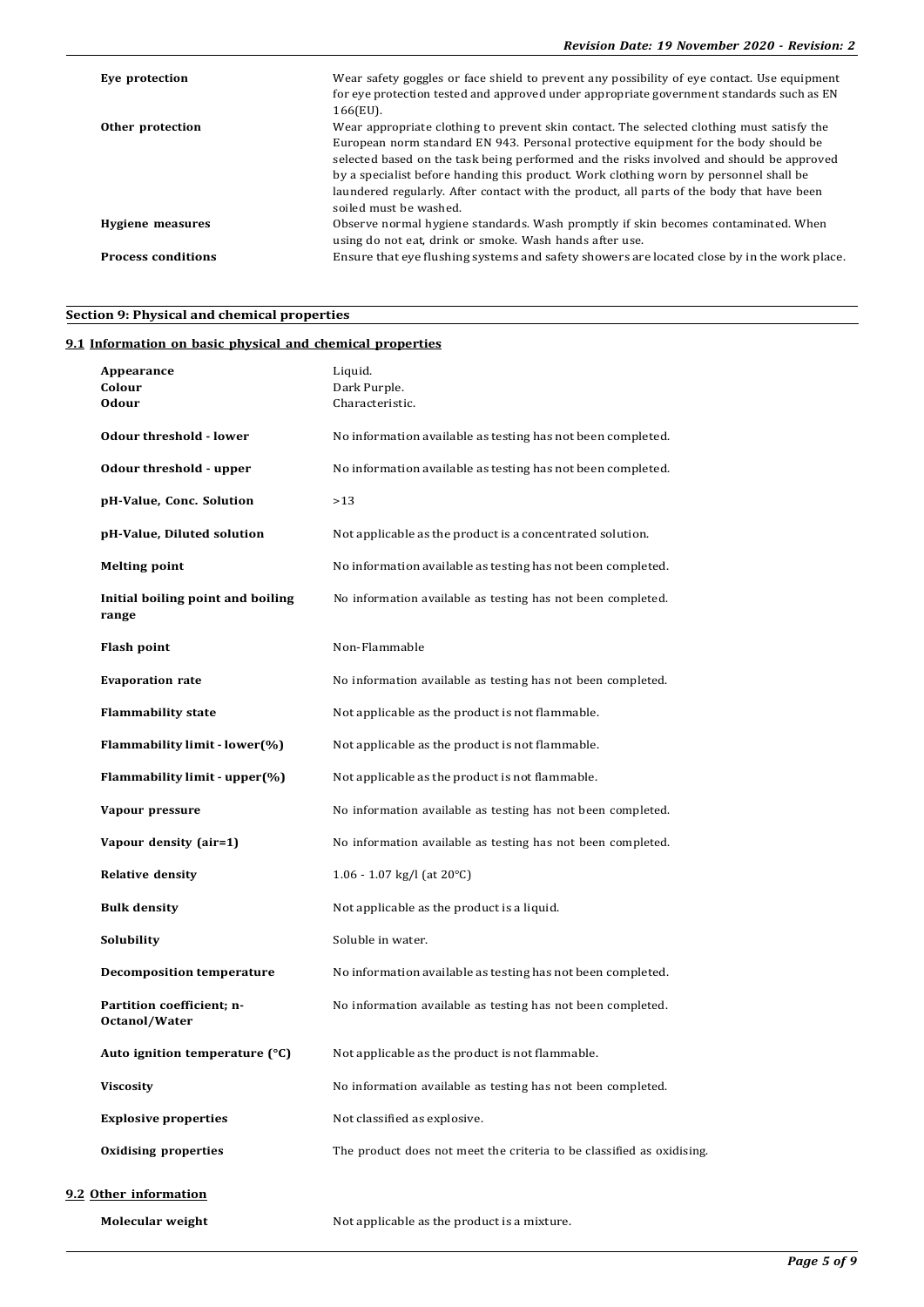| | |
|---|---|
| **Eye protection** | Wear safety goggles or face shield to prevent any possibility of eye contact. Use equipment for eye protection tested and approved under appropriate government standards such as EN 166(EU). |
| **Other protection** | Wear appropriate clothing to prevent skin contact. The selected clothing must satisfy the European norm standard EN 943. Personal protective equipment for the body should be selected based on the task being performed and the risks involved and should be approved by a specialist before handing this product. Work clothing worn by personnel shall be laundered regularly. After contact with the product, all parts of the body that have been soiled must be washed. |
| **Hygiene measures** | Observe normal hygiene standards. Wash promptly if skin becomes contaminated. When using do not eat, drink or smoke. Wash hands after use. |
| **Process conditions** | Ensure that eye flushing systems and safety showers are located close by in the work place. |

## Section 9: Physical and chemical properties

### 9.1 Information on basic physical and chemical properties

| | |
|---|---|
| **Appearance** | Liquid. |
| **Colour** | Dark Purple. |
| **Odour** | Characteristic. |
| **Odour threshold - lower** | No information available as testing has not been completed. |
| **Odour threshold - upper** | No information available as testing has not been completed. |
| **pH-Value, Conc. Solution** | >13 |
| **pH-Value, Diluted solution** | Not applicable as the product is a concentrated solution. |
| **Melting point** | No information available as testing has not been completed. |
| **Initial boiling point and boiling range** | No information available as testing has not been completed. |
| **Flash point** | Non-Flammable |
| **Evaporation rate** | No information available as testing has not been completed. |
| **Flammability state** | Not applicable as the product is not flammable. |
| **Flammability limit - lower(%)** | Not applicable as the product is not flammable. |
| **Flammability limit - upper(%)** | Not applicable as the product is not flammable. |
| **Vapour pressure** | No information available as testing has not been completed. |
| **Vapour density (air=1)** | No information available as testing has not been completed. |
| **Relative density** | 1.06 - 1.07 kg/l (at 20°C) |
| **Bulk density** | Not applicable as the product is a liquid. |
| **Solubility** | Soluble in water. |
| **Decomposition temperature** | No information available as testing has not been completed. |
| **Partition coefficient; n-Octanol/Water** | No information available as testing has not been completed. |
| **Auto ignition temperature (°C)** | Not applicable as the product is not flammable. |
| **Viscosity** | No information available as testing has not been completed. |
| **Explosive properties** | Not classified as explosive. |
| **Oxidising properties** | The product does not meet the criteria to be classified as oxidising. |

### 9.2 Other information

| | |
|---|---|
| **Molecular weight** | Not applicable as the product is a mixture. |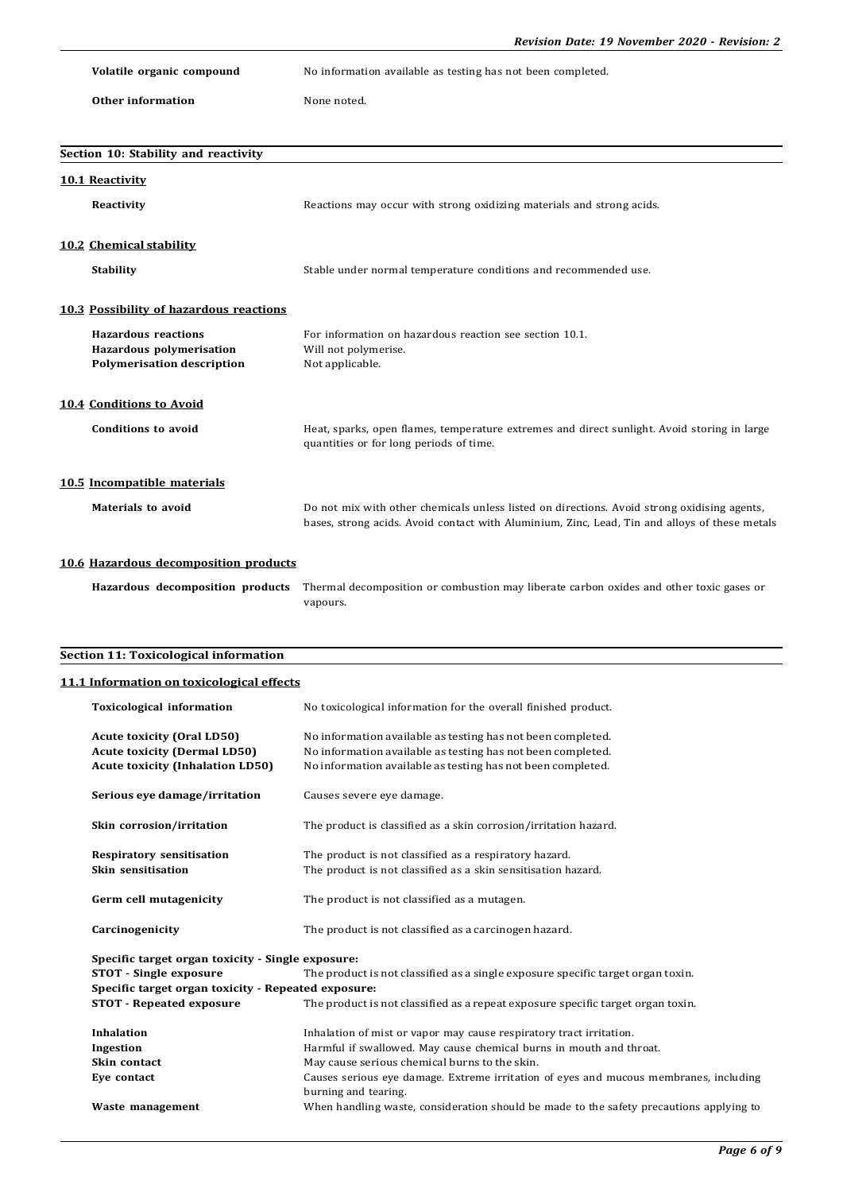| | |
|---|---|
| **Volatile organic compound** | No information available as testing has not been completed. |
| **Other information** | None noted. |

## Section 10: Stability and reactivity

### 10.1 Reactivity

| | |
|---|---|
| **Reactivity** | Reactions may occur with strong oxidizing materials and strong acids. |

### 10.2 Chemical stability

| | |
|---|---|
| **Stability** | Stable under normal temperature conditions and recommended use. |

### 10.3 Possibility of hazardous reactions

| | |
|---|---|
| **Hazardous reactions** | For information on hazardous reaction see section 10.1. |
| **Hazardous polymerisation** | Will not polymerise. |
| **Polymerisation description** | Not applicable. |

### 10.4 Conditions to Avoid

| | |
|---|---|
| **Conditions to avoid** | Heat, sparks, open flames, temperature extremes and direct sunlight. Avoid storing in large quantities or for long periods of time. |

### 10.5 Incompatible materials

| | |
|---|---|
| **Materials to avoid** | Do not mix with other chemicals unless listed on directions. Avoid strong oxidising agents, bases, strong acids. Avoid contact with Aluminium, Zinc, Lead, Tin and alloys of these metals |

### 10.6 Hazardous decomposition products

| | |
|---|---|
| **Hazardous decomposition products** | Thermal decomposition or combustion may liberate carbon oxides and other toxic gases or vapours. |

## Section 11: Toxicological information

### 11.1 Information on toxicological effects

| | |
|---|---|
| **Toxicological information** | No toxicological information for the overall finished product. |
| **Acute toxicity (Oral LD50)** | No information available as testing has not been completed. |
| **Acute toxicity (Dermal LD50)** | No information available as testing has not been completed. |
| **Acute toxicity (Inhalation LD50)** | No information available as testing has not been completed. |
| **Serious eye damage/irritation** | Causes severe eye damage. |
| **Skin corrosion/irritation** | The product is classified as a skin corrosion/irritation hazard. |
| **Respiratory sensitisation** | The product is not classified as a respiratory hazard. |
| **Skin sensitisation** | The product is not classified as a skin sensitisation hazard. |
| **Germ cell mutagenicity** | The product is not classified as a mutagen. |
| **Carcinogenicity** | The product is not classified as a carcinogen hazard. |

**Specific target organ toxicity - Single exposure:**

| | |
|---|---|
| **STOT - Single exposure** | The product is not classified as a single exposure specific target organ toxin. |

**Specific target organ toxicity - Repeated exposure:**

| | |
|---|---|
| **STOT - Repeated exposure** | The product is not classified as a repeat exposure specific target organ toxin. |
| **Inhalation** | Inhalation of mist or vapor may cause respiratory tract irritation. |
| **Ingestion** | Harmful if swallowed. May cause chemical burns in mouth and throat. |
| **Skin contact** | May cause serious chemical burns to the skin. |
| **Eye contact** | Causes serious eye damage. Extreme irritation of eyes and mucous membranes, including burning and tearing. |
| **Waste management** | When handling waste, consideration should be made to the safety precautions applying to |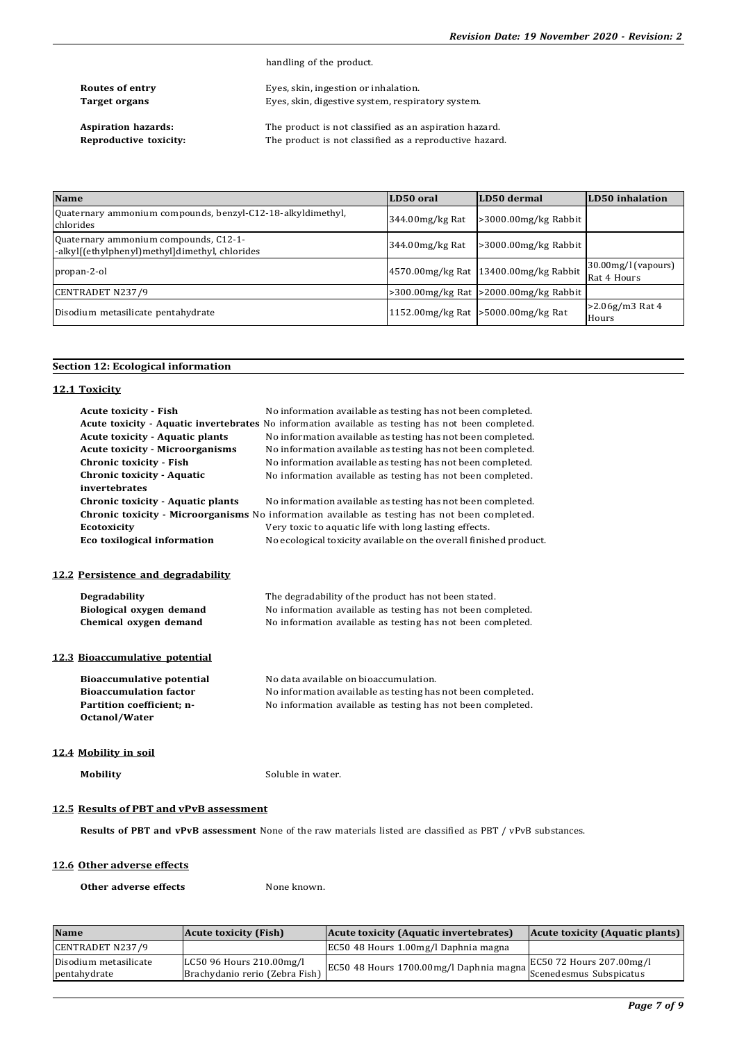handling of the product.

**Routes of entry** Eyes, skin, ingestion or inhalation.
**Target organs** Eyes, skin, digestive system, respiratory system.

**Aspiration hazards:** The product is not classified as an aspiration hazard.
**Reproductive toxicity:** The product is not classified as a reproductive hazard.

| Name | LD50 oral | LD50 dermal | LD50 inhalation |
|---|---|---|---|
| Quaternary ammonium compounds, benzyl-C12-18-alkyldimethyl, chlorides | 344.00mg/kg Rat | >3000.00mg/kg Rabbit | |
| Quaternary ammonium compounds, C12-1--alkyl[(ethylphenyl)methyl]dimethyl, chlorides | 344.00mg/kg Rat | >3000.00mg/kg Rabbit | |
| propan-2-ol | 4570.00mg/kg Rat | 13400.00mg/kg Rabbit | 30.00mg/l (vapours) Rat 4 Hours |
| CENTRADET N237/9 | >300.00mg/kg Rat | >2000.00mg/kg Rabbit | |
| Disodium metasilicate pentahydrate | 1152.00mg/kg Rat | >5000.00mg/kg Rat | >2.06g/m3 Rat 4 Hours |

## Section 12: Ecological information

### 12.1 Toxicity

**Acute toxicity - Fish** No information available as testing has not been completed.
**Acute toxicity - Aquatic invertebrates** No information available as testing has not been completed.
**Acute toxicity - Aquatic plants** No information available as testing has not been completed.
**Acute toxicity - Microorganisms** No information available as testing has not been completed.
**Chronic toxicity - Fish** No information available as testing has not been completed.
**Chronic toxicity - Aquatic invertebrates** No information available as testing has not been completed.
**Chronic toxicity - Aquatic plants** No information available as testing has not been completed.
**Chronic toxicity - Microorganisms** No information available as testing has not been completed.
**Ecotoxicity** Very toxic to aquatic life with long lasting effects.
**Eco toxilogical information** No ecological toxicity available on the overall finished product.

### 12.2 Persistence and degradability

**Degradability** The degradability of the product has not been stated.
**Biological oxygen demand** No information available as testing has not been completed.
**Chemical oxygen demand** No information available as testing has not been completed.

### 12.3 Bioaccumulative potential

**Bioaccumulative potential** No data available on bioaccumulation.
**Bioaccumulation factor** No information available as testing has not been completed.
**Partition coefficient; n-Octanol/Water** No information available as testing has not been completed.

### 12.4 Mobility in soil

**Mobility** Soluble in water.

### 12.5 Results of PBT and vPvB assessment

**Results of PBT and vPvB assessment** None of the raw materials listed are classified as PBT / vPvB substances.

### 12.6 Other adverse effects

**Other adverse effects** None known.

| Name | Acute toxicity (Fish) | Acute toxicity (Aquatic invertebrates) | Acute toxicity (Aquatic plants) |
|---|---|---|---|
| CENTRADET N237/9 | | EC50 48 Hours 1.00mg/l Daphnia magna | |
| Disodium metasilicate pentahydrate | LC50 96 Hours 210.00mg/l Brachydanio rerio (Zebra Fish) | EC50 48 Hours 1700.00mg/l Daphnia magna | EC50 72 Hours 207.00mg/l Scenedesmus Subspicatus |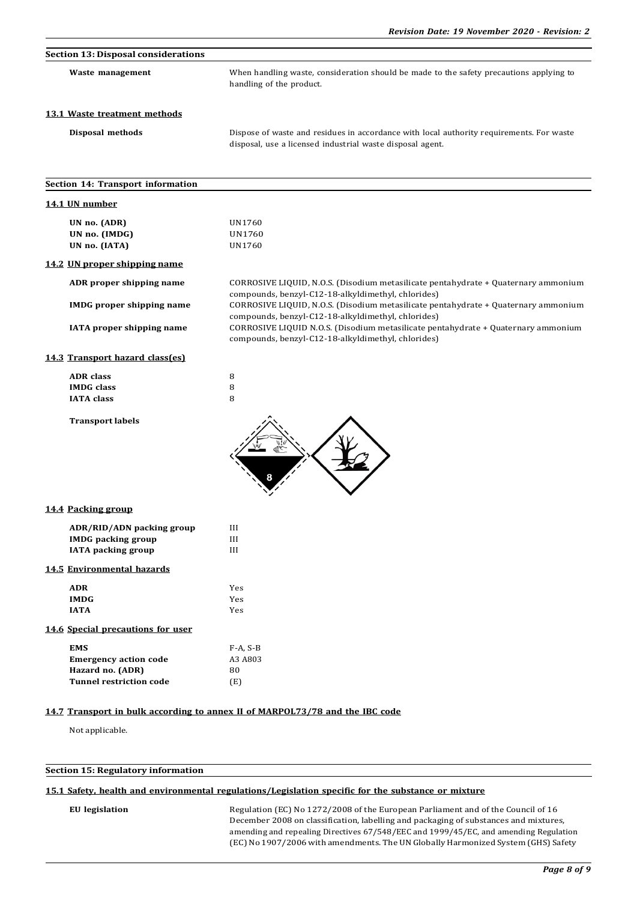## Section 13: Disposal considerations

**Waste management** When handling waste, consideration should be made to the safety precautions applying to handling of the product.

### 13.1 Waste treatment methods

**Disposal methods** Dispose of waste and residues in accordance with local authority requirements. For waste disposal, use a licensed industrial waste disposal agent.

## Section 14: Transport information

### 14.1 UN number

| | |
|---|---|
| **UN no. (ADR)** | UN1760 |
| **UN no. (IMDG)** | UN1760 |
| **UN no. (IATA)** | UN1760 |

### 14.2 UN proper shipping name

| | |
|---|---|
| **ADR proper shipping name** | CORROSIVE LIQUID, N.O.S. (Disodium metasilicate pentahydrate + Quaternary ammonium compounds, benzyl-C12-18-alkyldimethyl, chlorides) |
| **IMDG proper shipping name** | CORROSIVE LIQUID, N.O.S. (Disodium metasilicate pentahydrate + Quaternary ammonium compounds, benzyl-C12-18-alkyldimethyl, chlorides) |
| **IATA proper shipping name** | CORROSIVE LIQUID N.O.S. (Disodium metasilicate pentahydrate + Quaternary ammonium compounds, benzyl-C12-18-alkyldimethyl, chlorides) |

### 14.3 Transport hazard class(es)

| | |
|---|---|
| **ADR class** | 8 |
| **IMDG class** | 8 |
| **IATA class** | 8 |

**Transport labels**

### 14.4 Packing group

| | |
|---|---|
| **ADR/RID/ADN packing group** | III |
| **IMDG packing group** | III |
| **IATA packing group** | III |

### 14.5 Environmental hazards

| | |
|---|---|
| **ADR** | Yes |
| **IMDG** | Yes |
| **IATA** | Yes |

### 14.6 Special precautions for user

| | |
|---|---|
| **EMS** | F-A, S-B |
| **Emergency action code** | A3 A803 |
| **Hazard no. (ADR)** | 80 |
| **Tunnel restriction code** | (E) |

### 14.7 Transport in bulk according to annex II of MARPOL73/78 and the IBC code

Not applicable.

## Section 15: Regulatory information

### 15.1 Safety, health and environmental regulations/Legislation specific for the substance or mixture

**EU legislation** Regulation (EC) No 1272/2008 of the European Parliament and of the Council of 16 December 2008 on classification, labelling and packaging of substances and mixtures, amending and repealing Directives 67/548/EEC and 1999/45/EC, and amending Regulation (EC) No 1907/2006 with amendments. The UN Globally Harmonized System (GHS) Safety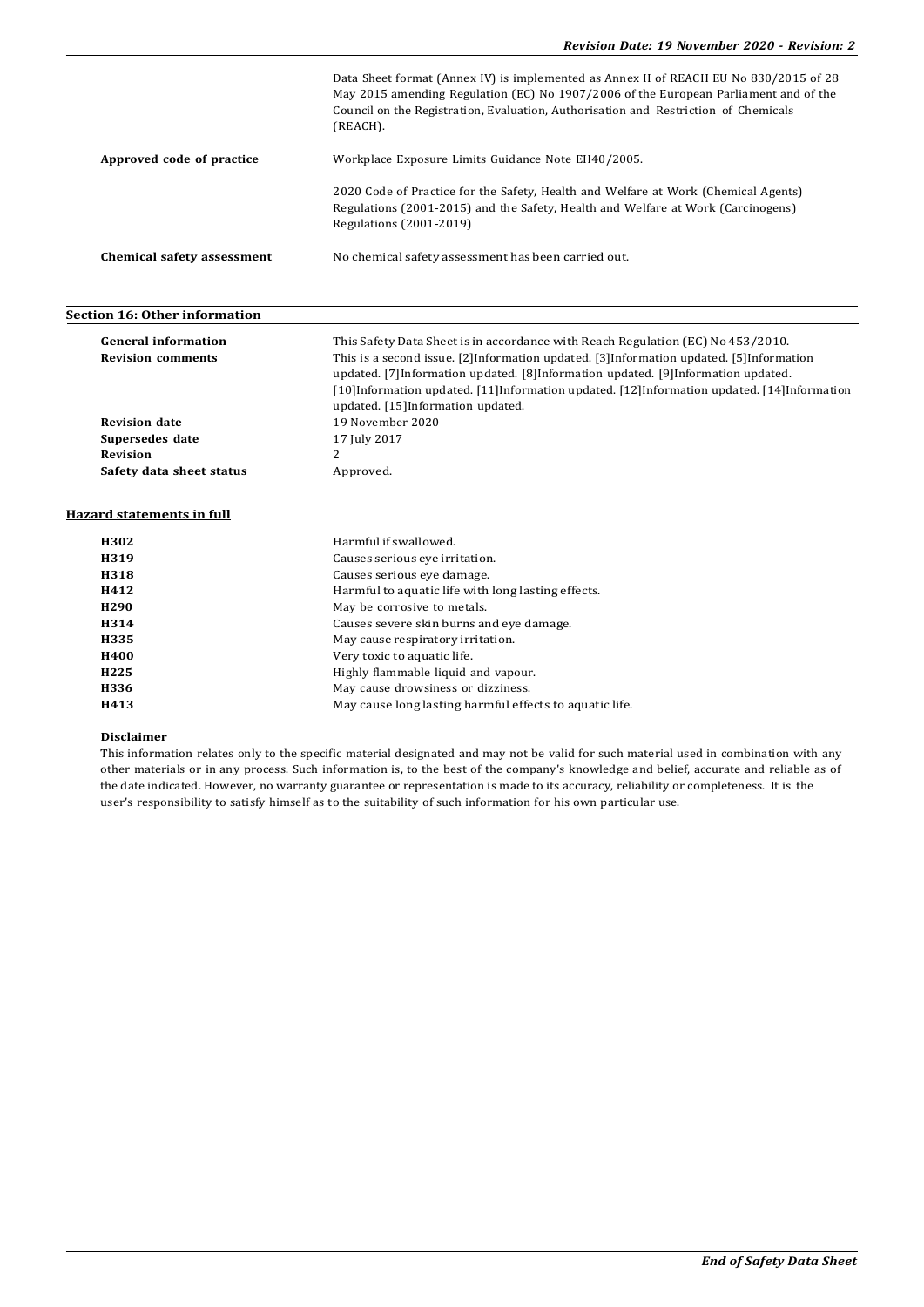| | |
|---|---|
| | Data Sheet format (Annex IV) is implemented as Annex II of REACH EU No 830/2015 of 28 May 2015 amending Regulation (EC) No 1907/2006 of the European Parliament and of the Council on the Registration, Evaluation, Authorisation and Restriction of Chemicals (REACH). |
| **Approved code of practice** | Workplace Exposure Limits Guidance Note EH40/2005. |
| | 2020 Code of Practice for the Safety, Health and Welfare at Work (Chemical Agents) Regulations (2001-2015) and the Safety, Health and Welfare at Work (Carcinogens) Regulations (2001-2019) |
| **Chemical safety assessment** | No chemical safety assessment has been carried out. |

## Section 16: Other information

| | |
|---|---|
| **General information** | This Safety Data Sheet is in accordance with Reach Regulation (EC) No 453/2010. |
| **Revision comments** | This is a second issue. [2]Information updated. [3]Information updated. [5]Information updated. [7]Information updated. [8]Information updated. [9]Information updated. [10]Information updated. [11]Information updated. [12]Information updated. [14]Information updated. [15]Information updated. |
| **Revision date** | 19 November 2020 |
| **Supersedes date** | 17 July 2017 |
| **Revision** | 2 |
| **Safety data sheet status** | Approved. |

### Hazard statements in full

| | |
|---|---|
| **H302** | Harmful if swallowed. |
| **H319** | Causes serious eye irritation. |
| **H318** | Causes serious eye damage. |
| **H412** | Harmful to aquatic life with long lasting effects. |
| **H290** | May be corrosive to metals. |
| **H314** | Causes severe skin burns and eye damage. |
| **H335** | May cause respiratory irritation. |
| **H400** | Very toxic to aquatic life. |
| **H225** | Highly flammable liquid and vapour. |
| **H336** | May cause drowsiness or dizziness. |
| **H413** | May cause long lasting harmful effects to aquatic life. |

**Disclaimer**

This information relates only to the specific material designated and may not be valid for such material used in combination with any other materials or in any process. Such information is, to the best of the company's knowledge and belief, accurate and reliable as of the date indicated. However, no warranty guarantee or representation is made to its accuracy, reliability or completeness. It is the user's responsibility to satisfy himself as to the suitability of such information for his own particular use.

*End of Safety Data Sheet*